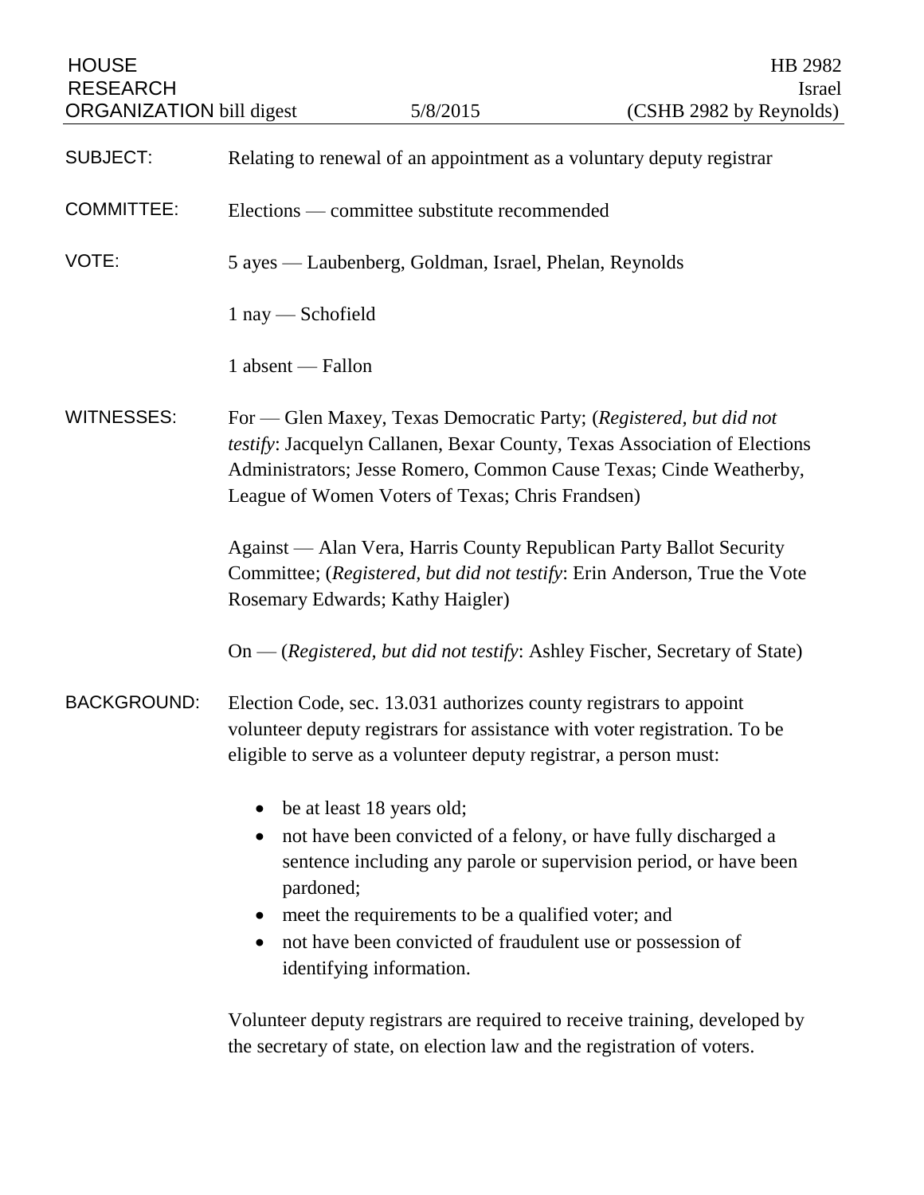HOUSE RESEARCH ORGANIZATION bill digest | 5/8/2015 | HB 2982 Israel (CSHB 2982 by Reynolds)

**SUBJECT:** Relating to renewal of an appointment as a voluntary deputy registrar

**COMMITTEE:** Elections — committee substitute recommended

**VOTE:** 5 ayes — Laubenberg, Goldman, Israel, Phelan, Reynolds

1 nay — Schofield

1 absent — Fallon

**WITNESSES:** For — Glen Maxey, Texas Democratic Party; (*Registered, but did not testify*: Jacquelyn Callanen, Bexar County, Texas Association of Elections Administrators; Jesse Romero, Common Cause Texas; Cinde Weatherby, League of Women Voters of Texas; Chris Frandsen)

Against — Alan Vera, Harris County Republican Party Ballot Security Committee; (*Registered, but did not testify*: Erin Anderson, True the Vote Rosemary Edwards; Kathy Haigler)

On — (*Registered, but did not testify*: Ashley Fischer, Secretary of State)

**BACKGROUND:** Election Code, sec. 13.031 authorizes county registrars to appoint volunteer deputy registrars for assistance with voter registration. To be eligible to serve as a volunteer deputy registrar, a person must:

- be at least 18 years old;
- not have been convicted of a felony, or have fully discharged a sentence including any parole or supervision period, or have been pardoned;
- meet the requirements to be a qualified voter; and
- not have been convicted of fraudulent use or possession of identifying information.

Volunteer deputy registrars are required to receive training, developed by the secretary of state, on election law and the registration of voters.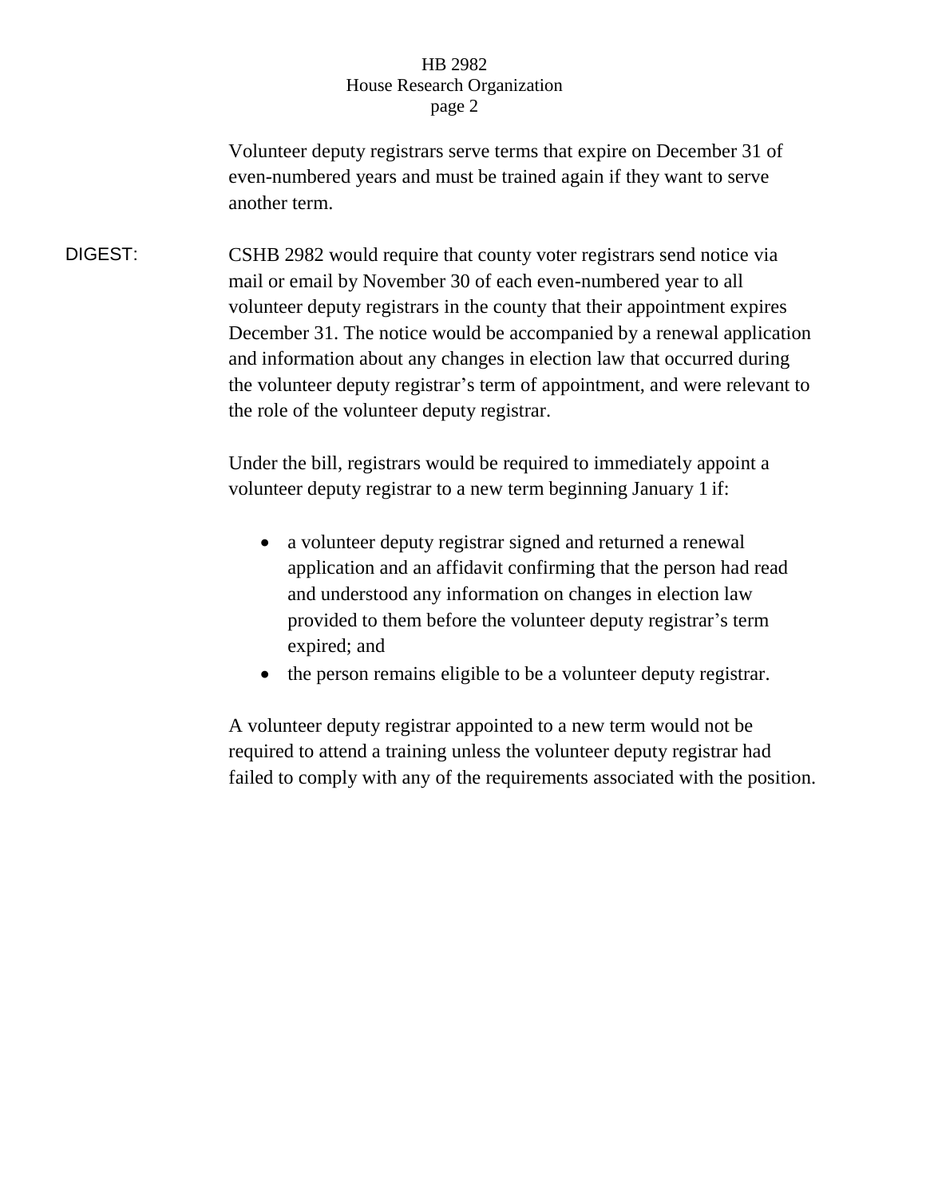Volunteer deputy registrars serve terms that expire on December 31 of even-numbered years and must be trained again if they want to serve another term.

**DIGEST:** CSHB 2982 would require that county voter registrars send notice via mail or email by November 30 of each even-numbered year to all volunteer deputy registrars in the county that their appointment expires December 31. The notice would be accompanied by a renewal application and information about any changes in election law that occurred during the volunteer deputy registrar's term of appointment, and were relevant to the role of the volunteer deputy registrar.

Under the bill, registrars would be required to immediately appoint a volunteer deputy registrar to a new term beginning January 1 if:

- a volunteer deputy registrar signed and returned a renewal application and an affidavit confirming that the person had read and understood any information on changes in election law provided to them before the volunteer deputy registrar's term expired; and
- the person remains eligible to be a volunteer deputy registrar.

A volunteer deputy registrar appointed to a new term would not be required to attend a training unless the volunteer deputy registrar had failed to comply with any of the requirements associated with the position.